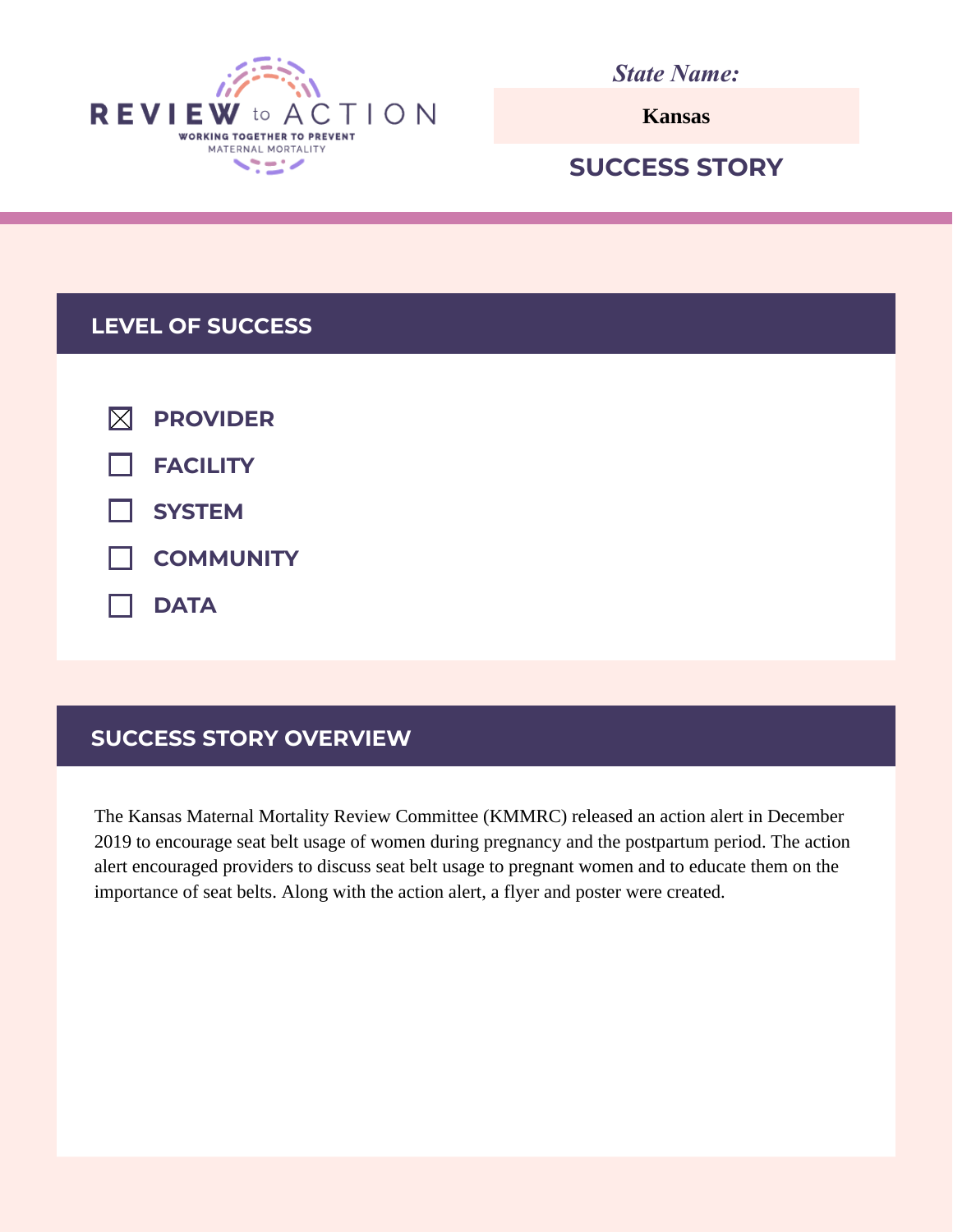REVIEW to ACTION
WORKING TOGETHER TO PREVENT MATERNAL MORTALITY

*State Name:*

**Kansas**

## SUCCESS STORY

## LEVEL OF SUCCESS

- [x] PROVIDER
- [ ] FACILITY
- [ ] SYSTEM
- [ ] COMMUNITY
- [ ] DATA

## SUCCESS STORY OVERVIEW

The Kansas Maternal Mortality Review Committee (KMMRC) released an action alert in December 2019 to encourage seat belt usage of women during pregnancy and the postpartum period. The action alert encouraged providers to discuss seat belt usage to pregnant women and to educate them on the importance of seat belts. Along with the action alert, a flyer and poster were created.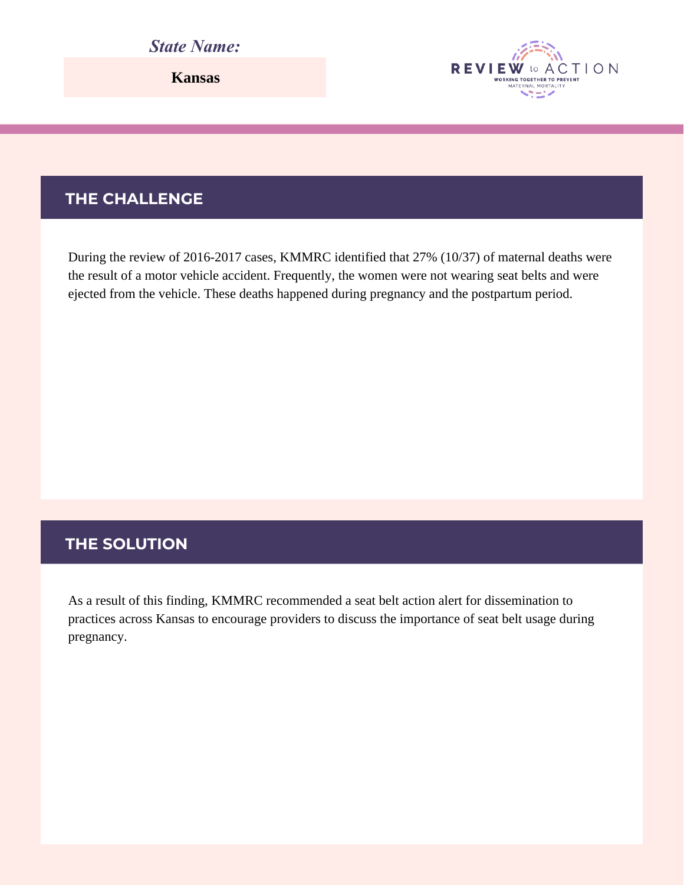***State Name:***

**Kansas**

REVIEW to ACTION
WORKING TOGETHER TO PREVENT MATERNAL MORTALITY

## THE CHALLENGE

During the review of 2016-2017 cases, KMMRC identified that 27% (10/37) of maternal deaths were the result of a motor vehicle accident. Frequently, the women were not wearing seat belts and were ejected from the vehicle. These deaths happened during pregnancy and the postpartum period.

## THE SOLUTION

As a result of this finding, KMMRC recommended a seat belt action alert for dissemination to practices across Kansas to encourage providers to discuss the importance of seat belt usage during pregnancy.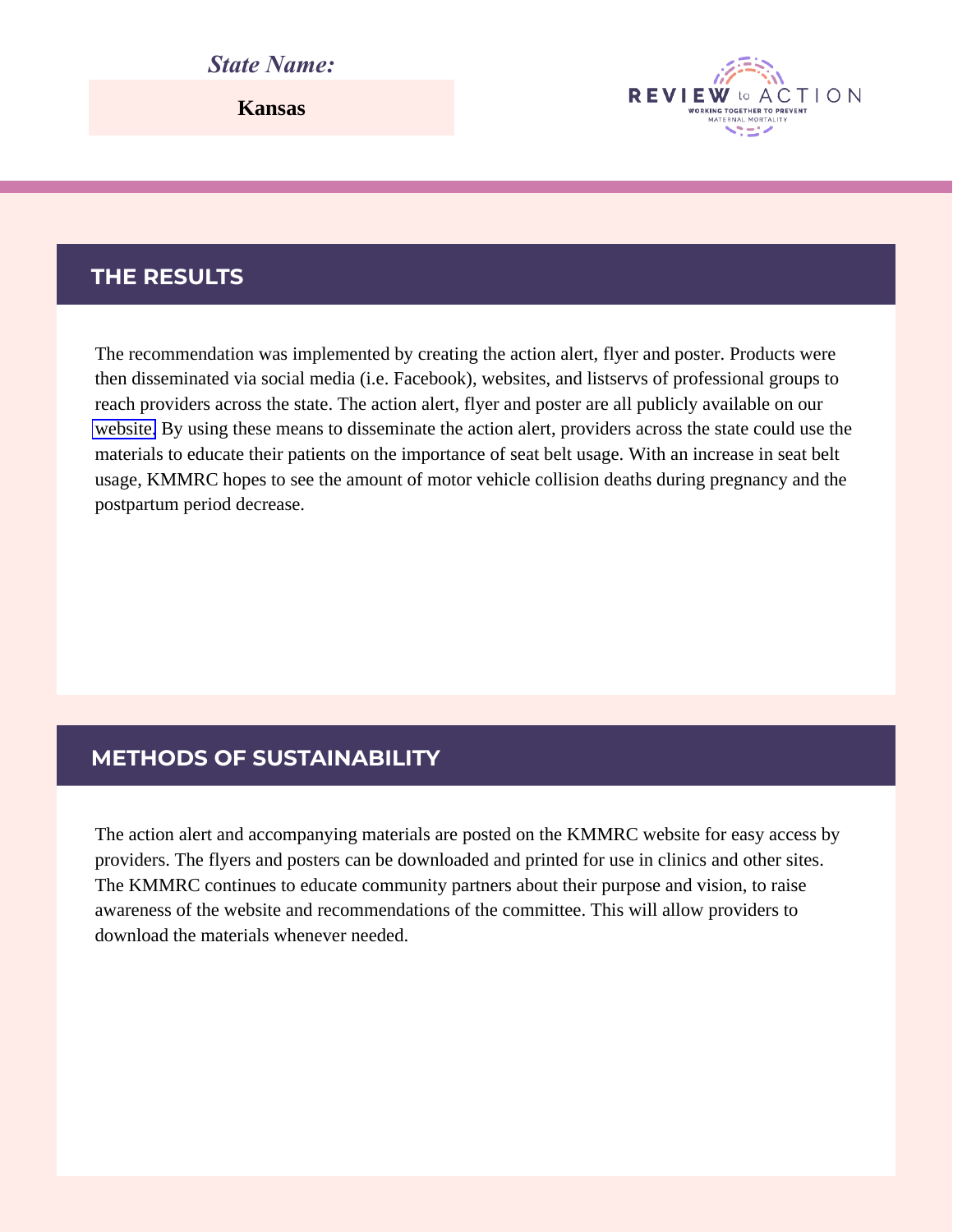*State Name:*

**Kansas**

## THE RESULTS

The recommendation was implemented by creating the action alert, flyer and poster. Products were then disseminated via social media (i.e. Facebook), websites, and listservs of professional groups to reach providers across the state. The action alert, flyer and poster are all publicly available on our website. By using these means to disseminate the action alert, providers across the state could use the materials to educate their patients on the importance of seat belt usage. With an increase in seat belt usage, KMMRC hopes to see the amount of motor vehicle collision deaths during pregnancy and the postpartum period decrease.

## METHODS OF SUSTAINABILITY

The action alert and accompanying materials are posted on the KMMRC website for easy access by providers. The flyers and posters can be downloaded and printed for use in clinics and other sites. The KMMRC continues to educate community partners about their purpose and vision, to raise awareness of the website and recommendations of the committee. This will allow providers to download the materials whenever needed.